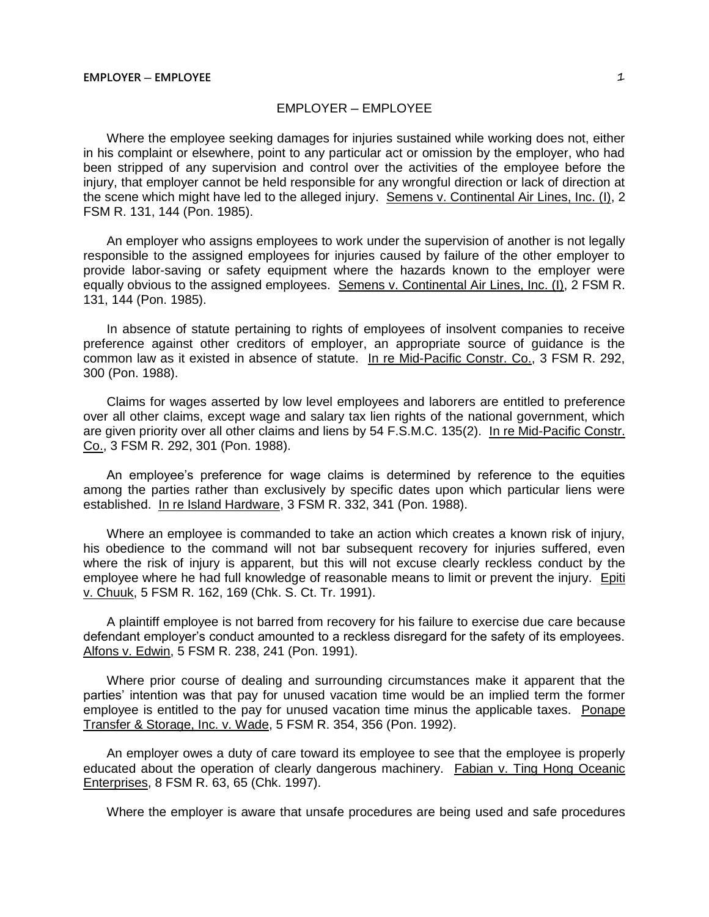# EMPLOYER – EMPLOYEE

Where the employee seeking damages for injuries sustained while working does not, either in his complaint or elsewhere, point to any particular act or omission by the employer, who had been stripped of any supervision and control over the activities of the employee before the injury, that employer cannot be held responsible for any wrongful direction or lack of direction at the scene which might have led to the alleged injury. Semens v. Continental Air Lines, Inc. (I), 2 FSM R. 131, 144 (Pon. 1985).

An employer who assigns employees to work under the supervision of another is not legally responsible to the assigned employees for injuries caused by failure of the other employer to provide labor-saving or safety equipment where the hazards known to the employer were equally obvious to the assigned employees. Semens v. Continental Air Lines, Inc. (I), 2 FSM R. 131, 144 (Pon. 1985).

In absence of statute pertaining to rights of employees of insolvent companies to receive preference against other creditors of employer, an appropriate source of guidance is the common law as it existed in absence of statute. In re Mid-Pacific Constr. Co., 3 FSM R. 292, 300 (Pon. 1988).

Claims for wages asserted by low level employees and laborers are entitled to preference over all other claims, except wage and salary tax lien rights of the national government, which are given priority over all other claims and liens by 54 F.S.M.C. 135(2). In re Mid-Pacific Constr. Co., 3 FSM R. 292, 301 (Pon. 1988).

An employee's preference for wage claims is determined by reference to the equities among the parties rather than exclusively by specific dates upon which particular liens were established. In re Island Hardware, 3 FSM R. 332, 341 (Pon. 1988).

Where an employee is commanded to take an action which creates a known risk of injury, his obedience to the command will not bar subsequent recovery for injuries suffered, even where the risk of injury is apparent, but this will not excuse clearly reckless conduct by the employee where he had full knowledge of reasonable means to limit or prevent the injury. Epiti v. Chuuk, 5 FSM R. 162, 169 (Chk. S. Ct. Tr. 1991).

A plaintiff employee is not barred from recovery for his failure to exercise due care because defendant employer's conduct amounted to a reckless disregard for the safety of its employees. Alfons v. Edwin, 5 FSM R. 238, 241 (Pon. 1991).

Where prior course of dealing and surrounding circumstances make it apparent that the parties' intention was that pay for unused vacation time would be an implied term the former employee is entitled to the pay for unused vacation time minus the applicable taxes. Ponape Transfer & Storage, Inc. v. Wade, 5 FSM R. 354, 356 (Pon. 1992).

An employer owes a duty of care toward its employee to see that the employee is properly educated about the operation of clearly dangerous machinery. Fabian v. Ting Hong Oceanic Enterprises, 8 FSM R. 63, 65 (Chk. 1997).

Where the employer is aware that unsafe procedures are being used and safe procedures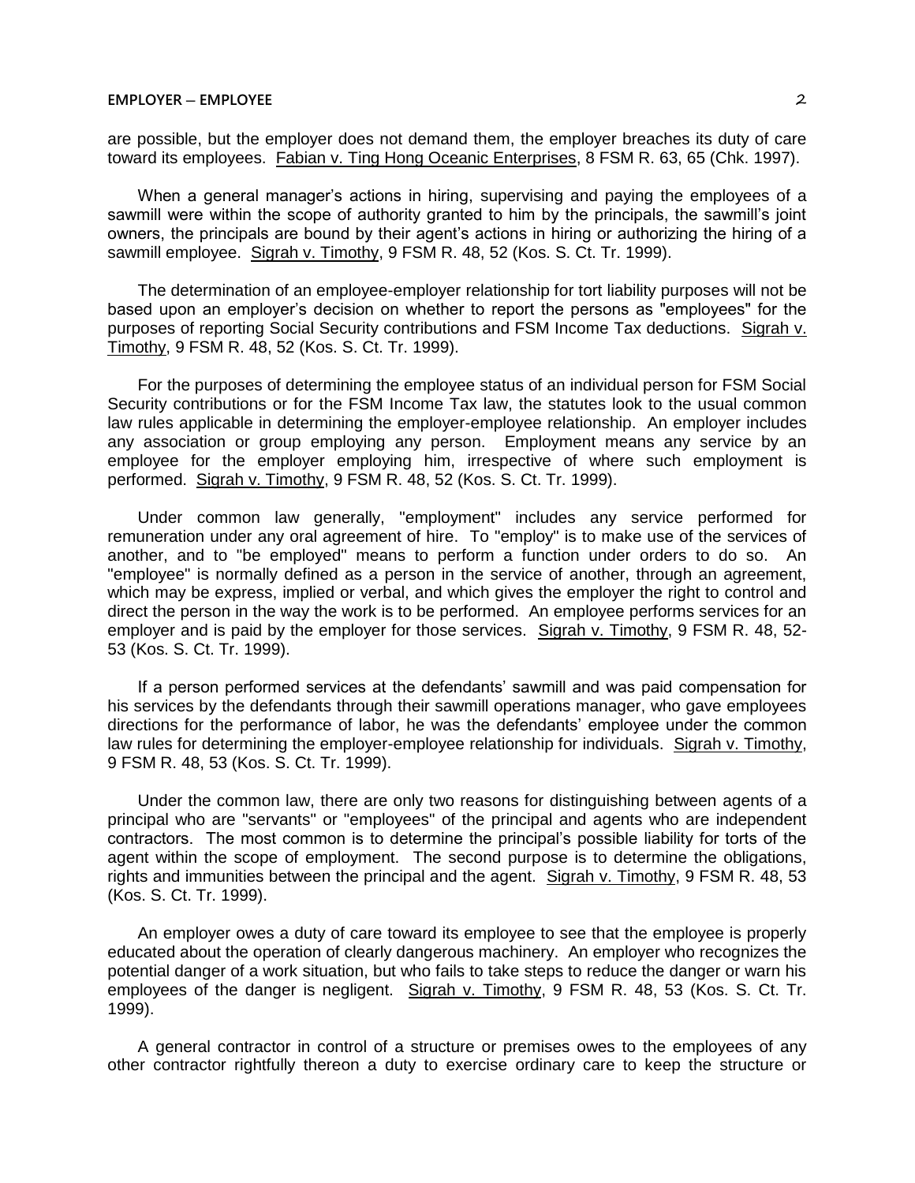are possible, but the employer does not demand them, the employer breaches its duty of care toward its employees. Fabian v. Ting Hong Oceanic Enterprises, 8 FSM R. 63, 65 (Chk. 1997).

When a general manager's actions in hiring, supervising and paying the employees of a sawmill were within the scope of authority granted to him by the principals, the sawmill's joint owners, the principals are bound by their agent's actions in hiring or authorizing the hiring of a sawmill employee. Sigrah v. Timothy, 9 FSM R. 48, 52 (Kos. S. Ct. Tr. 1999).

The determination of an employee-employer relationship for tort liability purposes will not be based upon an employer's decision on whether to report the persons as "employees" for the purposes of reporting Social Security contributions and FSM Income Tax deductions. Sigrah v. Timothy, 9 FSM R. 48, 52 (Kos. S. Ct. Tr. 1999).

For the purposes of determining the employee status of an individual person for FSM Social Security contributions or for the FSM Income Tax law, the statutes look to the usual common law rules applicable in determining the employer-employee relationship. An employer includes any association or group employing any person. Employment means any service by an employee for the employer employing him, irrespective of where such employment is performed. Sigrah v. Timothy, 9 FSM R. 48, 52 (Kos. S. Ct. Tr. 1999).

Under common law generally, "employment" includes any service performed for remuneration under any oral agreement of hire. To "employ" is to make use of the services of another, and to "be employed" means to perform a function under orders to do so. An "employee" is normally defined as a person in the service of another, through an agreement, which may be express, implied or verbal, and which gives the employer the right to control and direct the person in the way the work is to be performed. An employee performs services for an employer and is paid by the employer for those services. Sigrah v. Timothy, 9 FSM R. 48, 52-53 (Kos. S. Ct. Tr. 1999).

If a person performed services at the defendants' sawmill and was paid compensation for his services by the defendants through their sawmill operations manager, who gave employees directions for the performance of labor, he was the defendants' employee under the common law rules for determining the employer-employee relationship for individuals. Sigrah v. Timothy, 9 FSM R. 48, 53 (Kos. S. Ct. Tr. 1999).

Under the common law, there are only two reasons for distinguishing between agents of a principal who are "servants" or "employees" of the principal and agents who are independent contractors. The most common is to determine the principal's possible liability for torts of the agent within the scope of employment. The second purpose is to determine the obligations, rights and immunities between the principal and the agent. Sigrah v. Timothy, 9 FSM R. 48, 53 (Kos. S. Ct. Tr. 1999).

An employer owes a duty of care toward its employee to see that the employee is properly educated about the operation of clearly dangerous machinery. An employer who recognizes the potential danger of a work situation, but who fails to take steps to reduce the danger or warn his employees of the danger is negligent. Sigrah v. Timothy, 9 FSM R. 48, 53 (Kos. S. Ct. Tr. 1999).

A general contractor in control of a structure or premises owes to the employees of any other contractor rightfully thereon a duty to exercise ordinary care to keep the structure or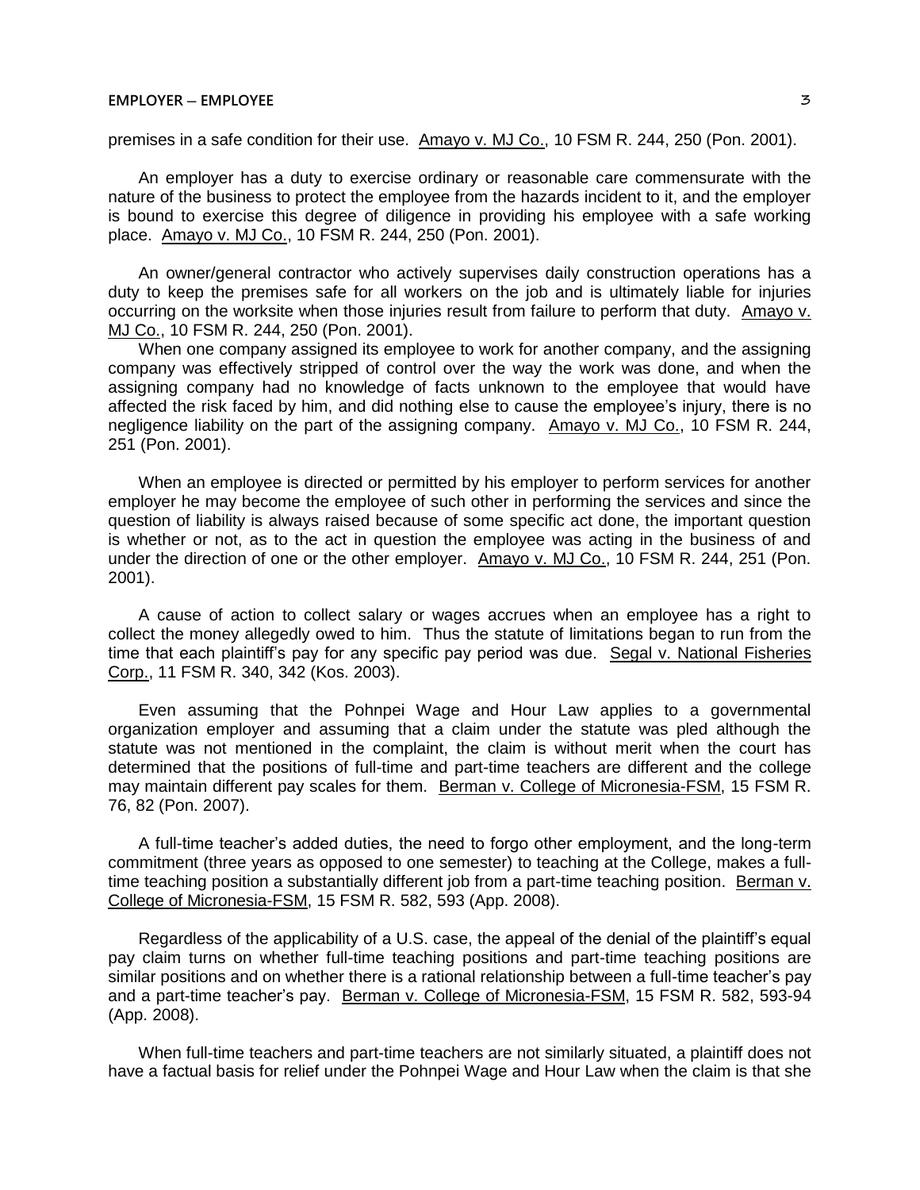premises in a safe condition for their use. Amayo v. MJ Co., 10 FSM R. 244, 250 (Pon. 2001).

An employer has a duty to exercise ordinary or reasonable care commensurate with the nature of the business to protect the employee from the hazards incident to it, and the employer is bound to exercise this degree of diligence in providing his employee with a safe working place. Amayo v. MJ Co., 10 FSM R. 244, 250 (Pon. 2001).

An owner/general contractor who actively supervises daily construction operations has a duty to keep the premises safe for all workers on the job and is ultimately liable for injuries occurring on the worksite when those injuries result from failure to perform that duty. Amayo v. MJ Co., 10 FSM R. 244, 250 (Pon. 2001).

When one company assigned its employee to work for another company, and the assigning company was effectively stripped of control over the way the work was done, and when the assigning company had no knowledge of facts unknown to the employee that would have affected the risk faced by him, and did nothing else to cause the employee's injury, there is no negligence liability on the part of the assigning company. Amayo v. MJ Co., 10 FSM R. 244, 251 (Pon. 2001).

When an employee is directed or permitted by his employer to perform services for another employer he may become the employee of such other in performing the services and since the question of liability is always raised because of some specific act done, the important question is whether or not, as to the act in question the employee was acting in the business of and under the direction of one or the other employer. Amayo v. MJ Co., 10 FSM R. 244, 251 (Pon. 2001).

A cause of action to collect salary or wages accrues when an employee has a right to collect the money allegedly owed to him. Thus the statute of limitations began to run from the time that each plaintiff's pay for any specific pay period was due. Segal v. National Fisheries Corp., 11 FSM R. 340, 342 (Kos. 2003).

Even assuming that the Pohnpei Wage and Hour Law applies to a governmental organization employer and assuming that a claim under the statute was pled although the statute was not mentioned in the complaint, the claim is without merit when the court has determined that the positions of full-time and part-time teachers are different and the college may maintain different pay scales for them. Berman v. College of Micronesia-FSM, 15 FSM R. 76, 82 (Pon. 2007).

A full-time teacher's added duties, the need to forgo other employment, and the long-term commitment (three years as opposed to one semester) to teaching at the College, makes a full-time teaching position a substantially different job from a part-time teaching position. Berman v. College of Micronesia-FSM, 15 FSM R. 582, 593 (App. 2008).

Regardless of the applicability of a U.S. case, the appeal of the denial of the plaintiff's equal pay claim turns on whether full-time teaching positions and part-time teaching positions are similar positions and on whether there is a rational relationship between a full-time teacher's pay and a part-time teacher's pay. Berman v. College of Micronesia-FSM, 15 FSM R. 582, 593-94 (App. 2008).

When full-time teachers and part-time teachers are not similarly situated, a plaintiff does not have a factual basis for relief under the Pohnpei Wage and Hour Law when the claim is that she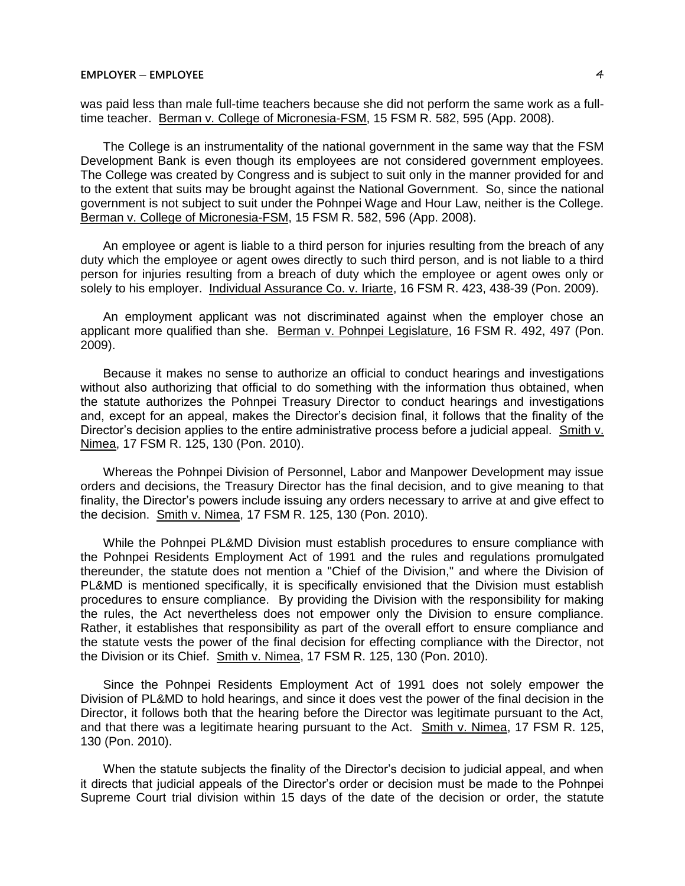was paid less than male full-time teachers because she did not perform the same work as a full-time teacher. Berman v. College of Micronesia-FSM, 15 FSM R. 582, 595 (App. 2008).

The College is an instrumentality of the national government in the same way that the FSM Development Bank is even though its employees are not considered government employees. The College was created by Congress and is subject to suit only in the manner provided for and to the extent that suits may be brought against the National Government. So, since the national government is not subject to suit under the Pohnpei Wage and Hour Law, neither is the College. Berman v. College of Micronesia-FSM, 15 FSM R. 582, 596 (App. 2008).

An employee or agent is liable to a third person for injuries resulting from the breach of any duty which the employee or agent owes directly to such third person, and is not liable to a third person for injuries resulting from a breach of duty which the employee or agent owes only or solely to his employer. Individual Assurance Co. v. Iriarte, 16 FSM R. 423, 438-39 (Pon. 2009).

An employment applicant was not discriminated against when the employer chose an applicant more qualified than she. Berman v. Pohnpei Legislature, 16 FSM R. 492, 497 (Pon. 2009).

Because it makes no sense to authorize an official to conduct hearings and investigations without also authorizing that official to do something with the information thus obtained, when the statute authorizes the Pohnpei Treasury Director to conduct hearings and investigations and, except for an appeal, makes the Director's decision final, it follows that the finality of the Director's decision applies to the entire administrative process before a judicial appeal. Smith v. Nimea, 17 FSM R. 125, 130 (Pon. 2010).

Whereas the Pohnpei Division of Personnel, Labor and Manpower Development may issue orders and decisions, the Treasury Director has the final decision, and to give meaning to that finality, the Director's powers include issuing any orders necessary to arrive at and give effect to the decision. Smith v. Nimea, 17 FSM R. 125, 130 (Pon. 2010).

While the Pohnpei PL&MD Division must establish procedures to ensure compliance with the Pohnpei Residents Employment Act of 1991 and the rules and regulations promulgated thereunder, the statute does not mention a "Chief of the Division," and where the Division of PL&MD is mentioned specifically, it is specifically envisioned that the Division must establish procedures to ensure compliance. By providing the Division with the responsibility for making the rules, the Act nevertheless does not empower only the Division to ensure compliance. Rather, it establishes that responsibility as part of the overall effort to ensure compliance and the statute vests the power of the final decision for effecting compliance with the Director, not the Division or its Chief. Smith v. Nimea, 17 FSM R. 125, 130 (Pon. 2010).

Since the Pohnpei Residents Employment Act of 1991 does not solely empower the Division of PL&MD to hold hearings, and since it does vest the power of the final decision in the Director, it follows both that the hearing before the Director was legitimate pursuant to the Act, and that there was a legitimate hearing pursuant to the Act. Smith v. Nimea, 17 FSM R. 125, 130 (Pon. 2010).

When the statute subjects the finality of the Director's decision to judicial appeal, and when it directs that judicial appeals of the Director's order or decision must be made to the Pohnpei Supreme Court trial division within 15 days of the date of the decision or order, the statute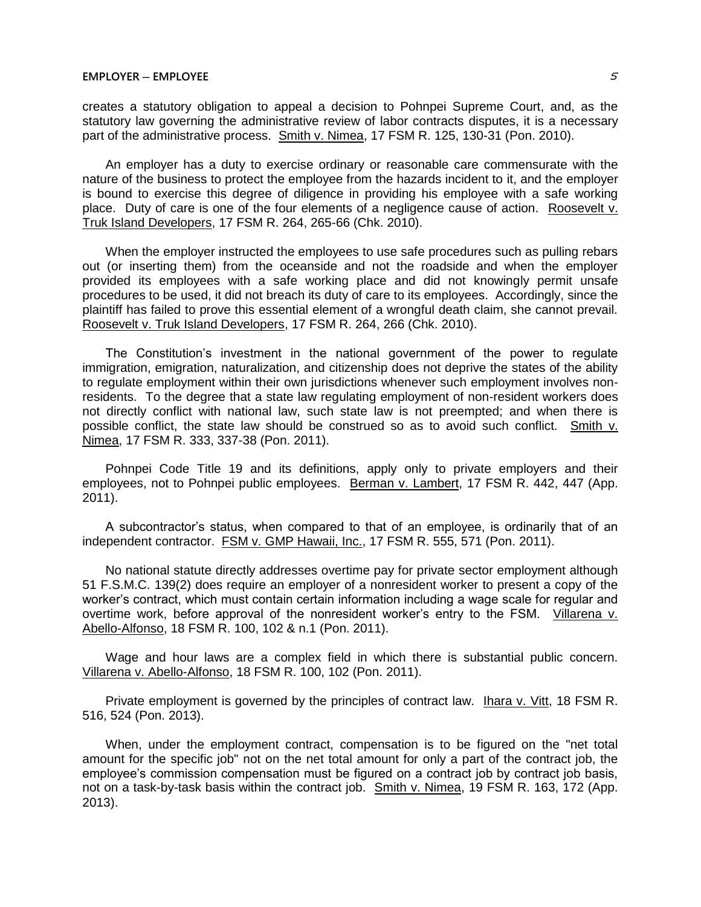creates a statutory obligation to appeal a decision to Pohnpei Supreme Court, and, as the statutory law governing the administrative review of labor contracts disputes, it is a necessary part of the administrative process. Smith v. Nimea, 17 FSM R. 125, 130-31 (Pon. 2010).

An employer has a duty to exercise ordinary or reasonable care commensurate with the nature of the business to protect the employee from the hazards incident to it, and the employer is bound to exercise this degree of diligence in providing his employee with a safe working place. Duty of care is one of the four elements of a negligence cause of action. Roosevelt v. Truk Island Developers, 17 FSM R. 264, 265-66 (Chk. 2010).

When the employer instructed the employees to use safe procedures such as pulling rebars out (or inserting them) from the oceanside and not the roadside and when the employer provided its employees with a safe working place and did not knowingly permit unsafe procedures to be used, it did not breach its duty of care to its employees. Accordingly, since the plaintiff has failed to prove this essential element of a wrongful death claim, she cannot prevail. Roosevelt v. Truk Island Developers, 17 FSM R. 264, 266 (Chk. 2010).

The Constitution's investment in the national government of the power to regulate immigration, emigration, naturalization, and citizenship does not deprive the states of the ability to regulate employment within their own jurisdictions whenever such employment involves non-residents. To the degree that a state law regulating employment of non-resident workers does not directly conflict with national law, such state law is not preempted; and when there is possible conflict, the state law should be construed so as to avoid such conflict. Smith v. Nimea, 17 FSM R. 333, 337-38 (Pon. 2011).

Pohnpei Code Title 19 and its definitions, apply only to private employers and their employees, not to Pohnpei public employees. Berman v. Lambert, 17 FSM R. 442, 447 (App. 2011).

A subcontractor's status, when compared to that of an employee, is ordinarily that of an independent contractor. FSM v. GMP Hawaii, Inc., 17 FSM R. 555, 571 (Pon. 2011).

No national statute directly addresses overtime pay for private sector employment although 51 F.S.M.C. 139(2) does require an employer of a nonresident worker to present a copy of the worker's contract, which must contain certain information including a wage scale for regular and overtime work, before approval of the nonresident worker's entry to the FSM. Villarena v. Abello-Alfonso, 18 FSM R. 100, 102 & n.1 (Pon. 2011).

Wage and hour laws are a complex field in which there is substantial public concern. Villarena v. Abello-Alfonso, 18 FSM R. 100, 102 (Pon. 2011).

Private employment is governed by the principles of contract law. Ihara v. Vitt, 18 FSM R. 516, 524 (Pon. 2013).

When, under the employment contract, compensation is to be figured on the "net total amount for the specific job" not on the net total amount for only a part of the contract job, the employee's commission compensation must be figured on a contract job by contract job basis, not on a task-by-task basis within the contract job. Smith v. Nimea, 19 FSM R. 163, 172 (App. 2013).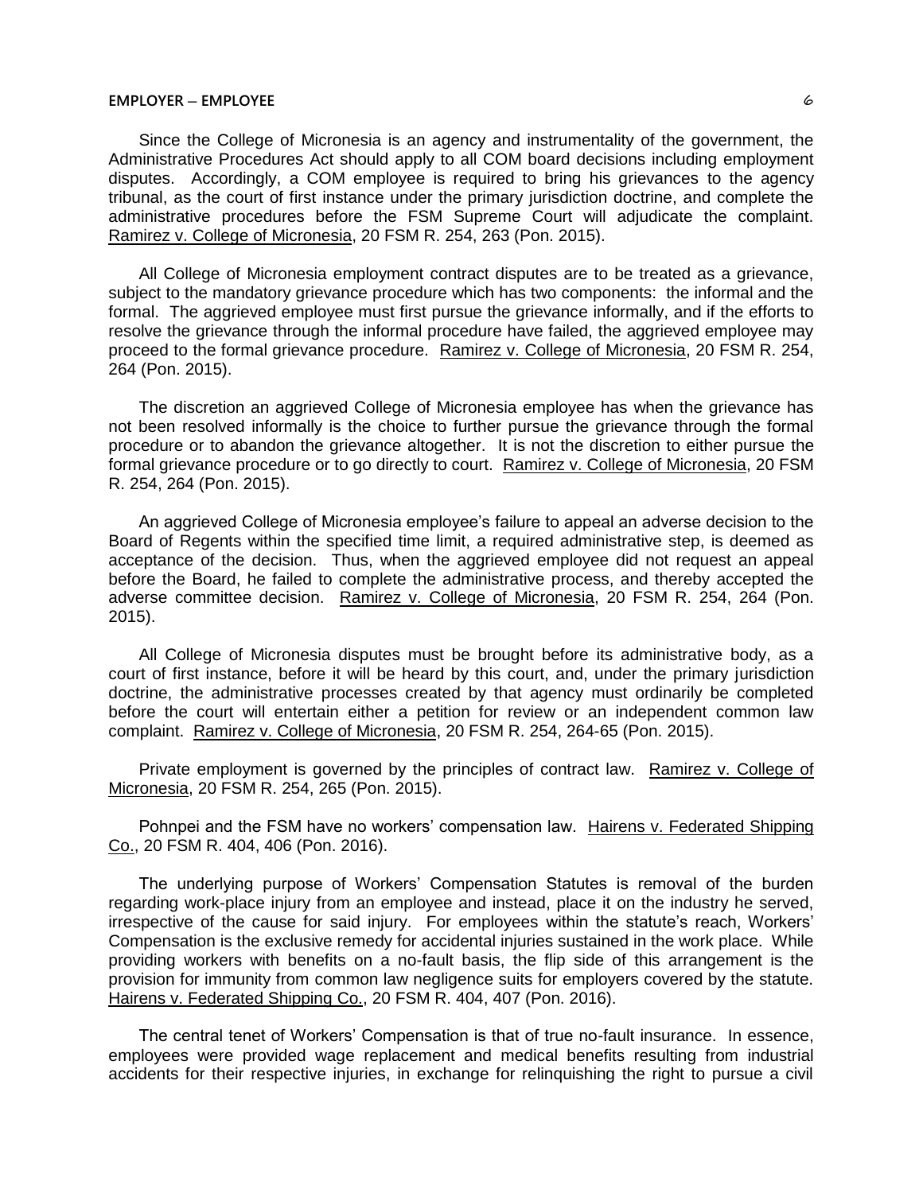Since the College of Micronesia is an agency and instrumentality of the government, the Administrative Procedures Act should apply to all COM board decisions including employment disputes. Accordingly, a COM employee is required to bring his grievances to the agency tribunal, as the court of first instance under the primary jurisdiction doctrine, and complete the administrative procedures before the FSM Supreme Court will adjudicate the complaint. Ramirez v. College of Micronesia, 20 FSM R. 254, 263 (Pon. 2015).

All College of Micronesia employment contract disputes are to be treated as a grievance, subject to the mandatory grievance procedure which has two components: the informal and the formal. The aggrieved employee must first pursue the grievance informally, and if the efforts to resolve the grievance through the informal procedure have failed, the aggrieved employee may proceed to the formal grievance procedure. Ramirez v. College of Micronesia, 20 FSM R. 254, 264 (Pon. 2015).

The discretion an aggrieved College of Micronesia employee has when the grievance has not been resolved informally is the choice to further pursue the grievance through the formal procedure or to abandon the grievance altogether. It is not the discretion to either pursue the formal grievance procedure or to go directly to court. Ramirez v. College of Micronesia, 20 FSM R. 254, 264 (Pon. 2015).

An aggrieved College of Micronesia employee's failure to appeal an adverse decision to the Board of Regents within the specified time limit, a required administrative step, is deemed as acceptance of the decision. Thus, when the aggrieved employee did not request an appeal before the Board, he failed to complete the administrative process, and thereby accepted the adverse committee decision. Ramirez v. College of Micronesia, 20 FSM R. 254, 264 (Pon. 2015).

All College of Micronesia disputes must be brought before its administrative body, as a court of first instance, before it will be heard by this court, and, under the primary jurisdiction doctrine, the administrative processes created by that agency must ordinarily be completed before the court will entertain either a petition for review or an independent common law complaint. Ramirez v. College of Micronesia, 20 FSM R. 254, 264-65 (Pon. 2015).

Private employment is governed by the principles of contract law. Ramirez v. College of Micronesia, 20 FSM R. 254, 265 (Pon. 2015).

Pohnpei and the FSM have no workers' compensation law. Hairens v. Federated Shipping Co., 20 FSM R. 404, 406 (Pon. 2016).

The underlying purpose of Workers' Compensation Statutes is removal of the burden regarding work-place injury from an employee and instead, place it on the industry he served, irrespective of the cause for said injury. For employees within the statute's reach, Workers' Compensation is the exclusive remedy for accidental injuries sustained in the work place. While providing workers with benefits on a no-fault basis, the flip side of this arrangement is the provision for immunity from common law negligence suits for employers covered by the statute. Hairens v. Federated Shipping Co., 20 FSM R. 404, 407 (Pon. 2016).

The central tenet of Workers' Compensation is that of true no-fault insurance. In essence, employees were provided wage replacement and medical benefits resulting from industrial accidents for their respective injuries, in exchange for relinquishing the right to pursue a civil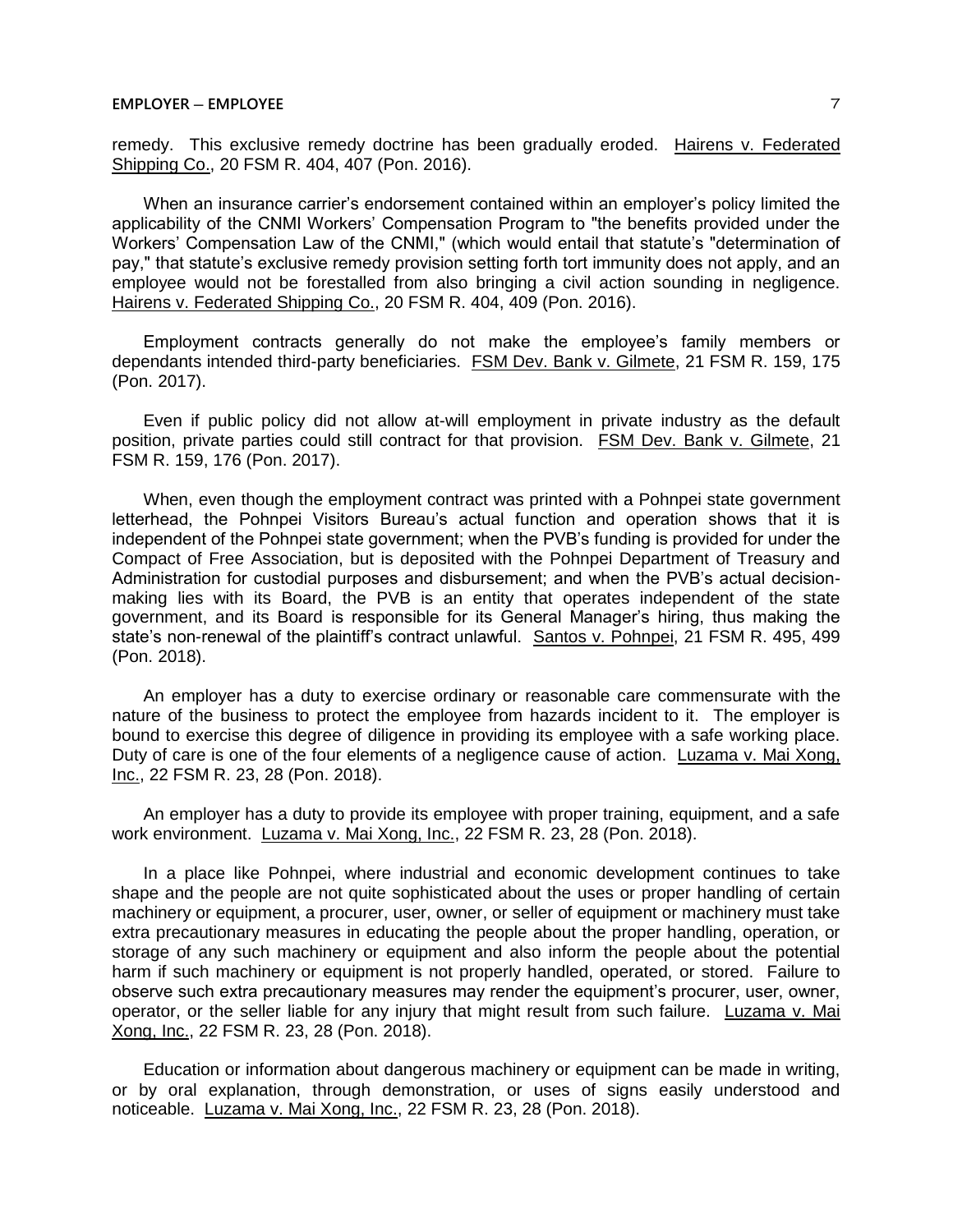remedy. This exclusive remedy doctrine has been gradually eroded. Hairens v. Federated Shipping Co., 20 FSM R. 404, 407 (Pon. 2016).

When an insurance carrier's endorsement contained within an employer's policy limited the applicability of the CNMI Workers' Compensation Program to "the benefits provided under the Workers' Compensation Law of the CNMI," (which would entail that statute's "determination of pay," that statute's exclusive remedy provision setting forth tort immunity does not apply, and an employee would not be forestalled from also bringing a civil action sounding in negligence. Hairens v. Federated Shipping Co., 20 FSM R. 404, 409 (Pon. 2016).

Employment contracts generally do not make the employee's family members or dependants intended third-party beneficiaries. FSM Dev. Bank v. Gilmete, 21 FSM R. 159, 175 (Pon. 2017).

Even if public policy did not allow at-will employment in private industry as the default position, private parties could still contract for that provision. FSM Dev. Bank v. Gilmete, 21 FSM R. 159, 176 (Pon. 2017).

When, even though the employment contract was printed with a Pohnpei state government letterhead, the Pohnpei Visitors Bureau's actual function and operation shows that it is independent of the Pohnpei state government; when the PVB's funding is provided for under the Compact of Free Association, but is deposited with the Pohnpei Department of Treasury and Administration for custodial purposes and disbursement; and when the PVB's actual decision-making lies with its Board, the PVB is an entity that operates independent of the state government, and its Board is responsible for its General Manager's hiring, thus making the state's non-renewal of the plaintiff's contract unlawful. Santos v. Pohnpei, 21 FSM R. 495, 499 (Pon. 2018).

An employer has a duty to exercise ordinary or reasonable care commensurate with the nature of the business to protect the employee from hazards incident to it. The employer is bound to exercise this degree of diligence in providing its employee with a safe working place. Duty of care is one of the four elements of a negligence cause of action. Luzama v. Mai Xong, Inc., 22 FSM R. 23, 28 (Pon. 2018).

An employer has a duty to provide its employee with proper training, equipment, and a safe work environment. Luzama v. Mai Xong, Inc., 22 FSM R. 23, 28 (Pon. 2018).

In a place like Pohnpei, where industrial and economic development continues to take shape and the people are not quite sophisticated about the uses or proper handling of certain machinery or equipment, a procurer, user, owner, or seller of equipment or machinery must take extra precautionary measures in educating the people about the proper handling, operation, or storage of any such machinery or equipment and also inform the people about the potential harm if such machinery or equipment is not properly handled, operated, or stored. Failure to observe such extra precautionary measures may render the equipment's procurer, user, owner, operator, or the seller liable for any injury that might result from such failure. Luzama v. Mai Xong, Inc., 22 FSM R. 23, 28 (Pon. 2018).

Education or information about dangerous machinery or equipment can be made in writing, or by oral explanation, through demonstration, or uses of signs easily understood and noticeable. Luzama v. Mai Xong, Inc., 22 FSM R. 23, 28 (Pon. 2018).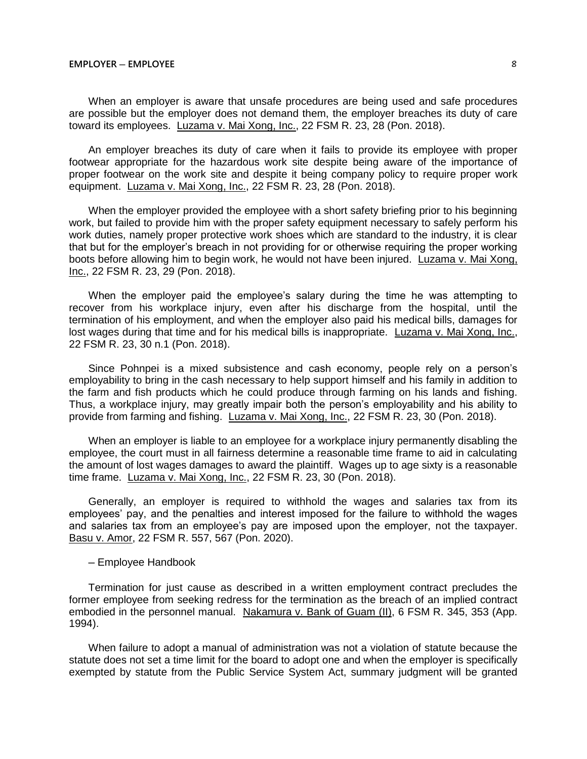When an employer is aware that unsafe procedures are being used and safe procedures are possible but the employer does not demand them, the employer breaches its duty of care toward its employees. Luzama v. Mai Xong, Inc., 22 FSM R. 23, 28 (Pon. 2018).

An employer breaches its duty of care when it fails to provide its employee with proper footwear appropriate for the hazardous work site despite being aware of the importance of proper footwear on the work site and despite it being company policy to require proper work equipment. Luzama v. Mai Xong, Inc., 22 FSM R. 23, 28 (Pon. 2018).

When the employer provided the employee with a short safety briefing prior to his beginning work, but failed to provide him with the proper safety equipment necessary to safely perform his work duties, namely proper protective work shoes which are standard to the industry, it is clear that but for the employer's breach in not providing for or otherwise requiring the proper working boots before allowing him to begin work, he would not have been injured. Luzama v. Mai Xong, Inc., 22 FSM R. 23, 29 (Pon. 2018).

When the employer paid the employee's salary during the time he was attempting to recover from his workplace injury, even after his discharge from the hospital, until the termination of his employment, and when the employer also paid his medical bills, damages for lost wages during that time and for his medical bills is inappropriate. Luzama v. Mai Xong, Inc., 22 FSM R. 23, 30 n.1 (Pon. 2018).

Since Pohnpei is a mixed subsistence and cash economy, people rely on a person's employability to bring in the cash necessary to help support himself and his family in addition to the farm and fish products which he could produce through farming on his lands and fishing. Thus, a workplace injury, may greatly impair both the person's employability and his ability to provide from farming and fishing. Luzama v. Mai Xong, Inc., 22 FSM R. 23, 30 (Pon. 2018).

When an employer is liable to an employee for a workplace injury permanently disabling the employee, the court must in all fairness determine a reasonable time frame to aid in calculating the amount of lost wages damages to award the plaintiff. Wages up to age sixty is a reasonable time frame. Luzama v. Mai Xong, Inc., 22 FSM R. 23, 30 (Pon. 2018).

Generally, an employer is required to withhold the wages and salaries tax from its employees' pay, and the penalties and interest imposed for the failure to withhold the wages and salaries tax from an employee's pay are imposed upon the employer, not the taxpayer. Basu v. Amor, 22 FSM R. 557, 567 (Pon. 2020).

– Employee Handbook

Termination for just cause as described in a written employment contract precludes the former employee from seeking redress for the termination as the breach of an implied contract embodied in the personnel manual. Nakamura v. Bank of Guam (II), 6 FSM R. 345, 353 (App. 1994).

When failure to adopt a manual of administration was not a violation of statute because the statute does not set a time limit for the board to adopt one and when the employer is specifically exempted by statute from the Public Service System Act, summary judgment will be granted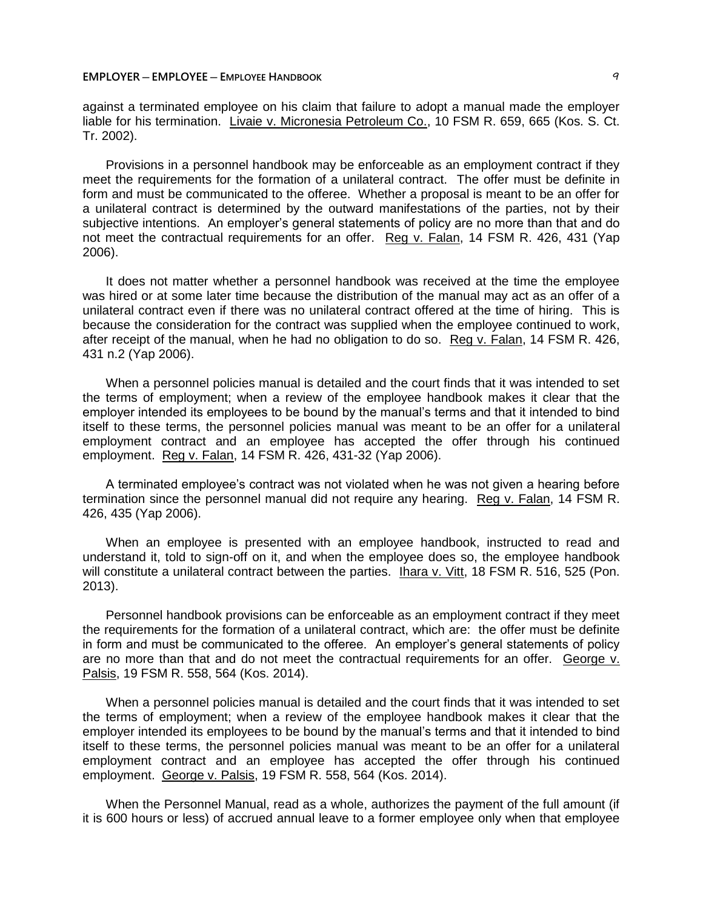against a terminated employee on his claim that failure to adopt a manual made the employer liable for his termination. Livaie v. Micronesia Petroleum Co., 10 FSM R. 659, 665 (Kos. S. Ct. Tr. 2002).

Provisions in a personnel handbook may be enforceable as an employment contract if they meet the requirements for the formation of a unilateral contract. The offer must be definite in form and must be communicated to the offeree. Whether a proposal is meant to be an offer for a unilateral contract is determined by the outward manifestations of the parties, not by their subjective intentions. An employer's general statements of policy are no more than that and do not meet the contractual requirements for an offer. Reg v. Falan, 14 FSM R. 426, 431 (Yap 2006).

It does not matter whether a personnel handbook was received at the time the employee was hired or at some later time because the distribution of the manual may act as an offer of a unilateral contract even if there was no unilateral contract offered at the time of hiring. This is because the consideration for the contract was supplied when the employee continued to work, after receipt of the manual, when he had no obligation to do so. Reg v. Falan, 14 FSM R. 426, 431 n.2 (Yap 2006).

When a personnel policies manual is detailed and the court finds that it was intended to set the terms of employment; when a review of the employee handbook makes it clear that the employer intended its employees to be bound by the manual's terms and that it intended to bind itself to these terms, the personnel policies manual was meant to be an offer for a unilateral employment contract and an employee has accepted the offer through his continued employment. Reg v. Falan, 14 FSM R. 426, 431-32 (Yap 2006).

A terminated employee's contract was not violated when he was not given a hearing before termination since the personnel manual did not require any hearing. Reg v. Falan, 14 FSM R. 426, 435 (Yap 2006).

When an employee is presented with an employee handbook, instructed to read and understand it, told to sign-off on it, and when the employee does so, the employee handbook will constitute a unilateral contract between the parties. Ihara v. Vitt, 18 FSM R. 516, 525 (Pon. 2013).

Personnel handbook provisions can be enforceable as an employment contract if they meet the requirements for the formation of a unilateral contract, which are: the offer must be definite in form and must be communicated to the offeree. An employer's general statements of policy are no more than that and do not meet the contractual requirements for an offer. George v. Palsis, 19 FSM R. 558, 564 (Kos. 2014).

When a personnel policies manual is detailed and the court finds that it was intended to set the terms of employment; when a review of the employee handbook makes it clear that the employer intended its employees to be bound by the manual's terms and that it intended to bind itself to these terms, the personnel policies manual was meant to be an offer for a unilateral employment contract and an employee has accepted the offer through his continued employment. George v. Palsis, 19 FSM R. 558, 564 (Kos. 2014).

When the Personnel Manual, read as a whole, authorizes the payment of the full amount (if it is 600 hours or less) of accrued annual leave to a former employee only when that employee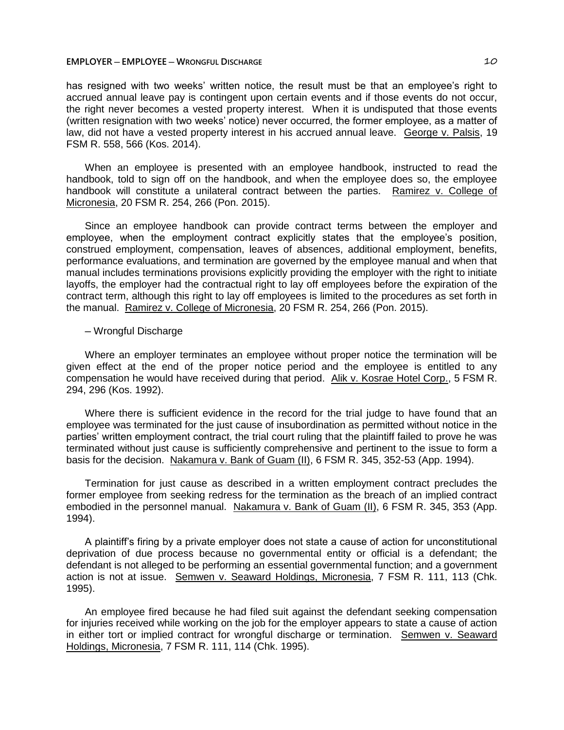has resigned with two weeks' written notice, the result must be that an employee's right to accrued annual leave pay is contingent upon certain events and if those events do not occur, the right never becomes a vested property interest. When it is undisputed that those events (written resignation with two weeks' notice) never occurred, the former employee, as a matter of law, did not have a vested property interest in his accrued annual leave. George v. Palsis, 19 FSM R. 558, 566 (Kos. 2014).

When an employee is presented with an employee handbook, instructed to read the handbook, told to sign off on the handbook, and when the employee does so, the employee handbook will constitute a unilateral contract between the parties. Ramirez v. College of Micronesia, 20 FSM R. 254, 266 (Pon. 2015).

Since an employee handbook can provide contract terms between the employer and employee, when the employment contract explicitly states that the employee's position, construed employment, compensation, leaves of absences, additional employment, benefits, performance evaluations, and termination are governed by the employee manual and when that manual includes terminations provisions explicitly providing the employer with the right to initiate layoffs, the employer had the contractual right to lay off employees before the expiration of the contract term, although this right to lay off employees is limited to the procedures as set forth in the manual. Ramirez v. College of Micronesia, 20 FSM R. 254, 266 (Pon. 2015).

– Wrongful Discharge

Where an employer terminates an employee without proper notice the termination will be given effect at the end of the proper notice period and the employee is entitled to any compensation he would have received during that period. Alik v. Kosrae Hotel Corp., 5 FSM R. 294, 296 (Kos. 1992).

Where there is sufficient evidence in the record for the trial judge to have found that an employee was terminated for the just cause of insubordination as permitted without notice in the parties' written employment contract, the trial court ruling that the plaintiff failed to prove he was terminated without just cause is sufficiently comprehensive and pertinent to the issue to form a basis for the decision. Nakamura v. Bank of Guam (II), 6 FSM R. 345, 352-53 (App. 1994).

Termination for just cause as described in a written employment contract precludes the former employee from seeking redress for the termination as the breach of an implied contract embodied in the personnel manual. Nakamura v. Bank of Guam (II), 6 FSM R. 345, 353 (App. 1994).

A plaintiff's firing by a private employer does not state a cause of action for unconstitutional deprivation of due process because no governmental entity or official is a defendant; the defendant is not alleged to be performing an essential governmental function; and a government action is not at issue. Semwen v. Seaward Holdings, Micronesia, 7 FSM R. 111, 113 (Chk. 1995).

An employee fired because he had filed suit against the defendant seeking compensation for injuries received while working on the job for the employer appears to state a cause of action in either tort or implied contract for wrongful discharge or termination. Semwen v. Seaward Holdings, Micronesia, 7 FSM R. 111, 114 (Chk. 1995).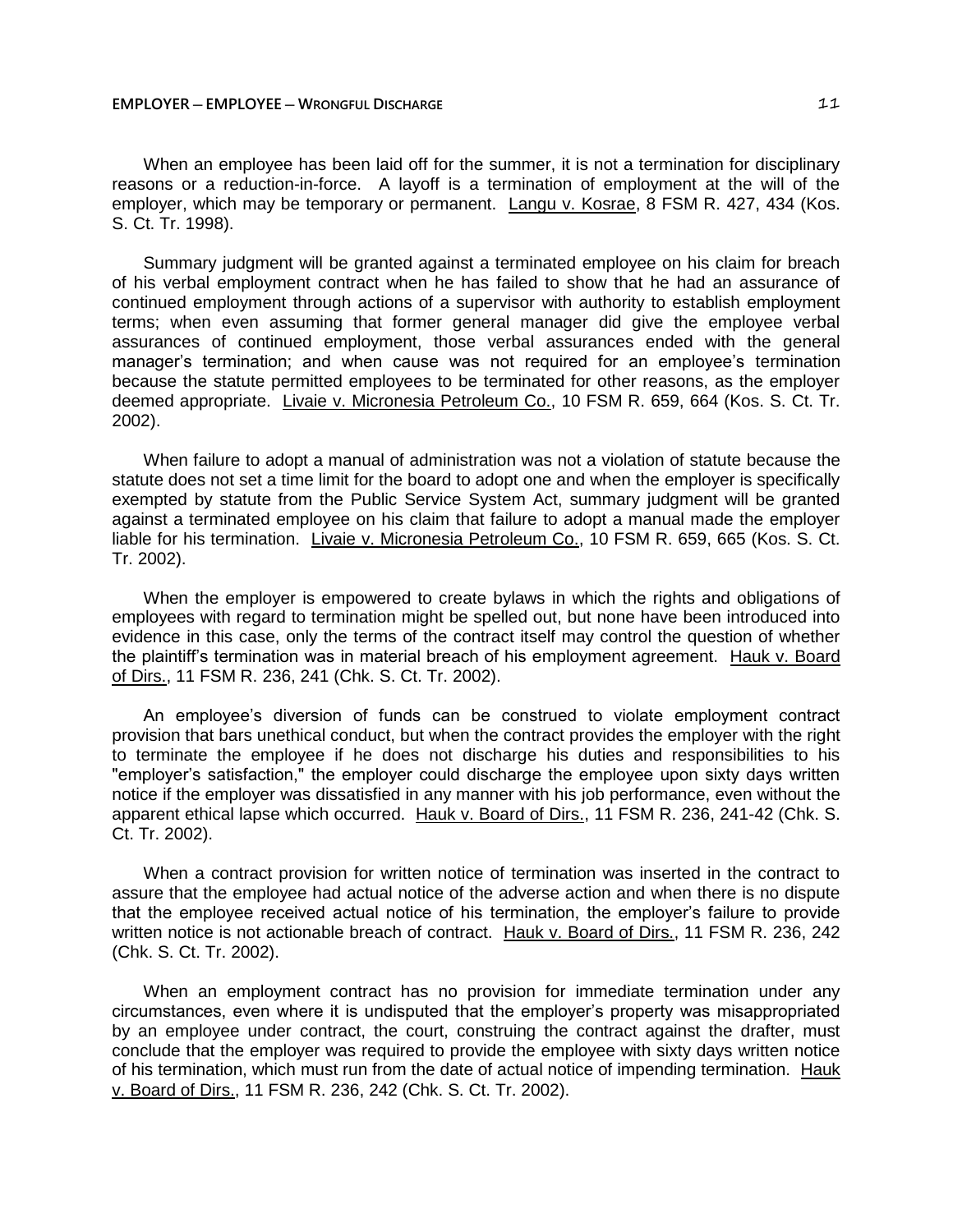When an employee has been laid off for the summer, it is not a termination for disciplinary reasons or a reduction-in-force. A layoff is a termination of employment at the will of the employer, which may be temporary or permanent. Langu v. Kosrae, 8 FSM R. 427, 434 (Kos. S. Ct. Tr. 1998).

Summary judgment will be granted against a terminated employee on his claim for breach of his verbal employment contract when he has failed to show that he had an assurance of continued employment through actions of a supervisor with authority to establish employment terms; when even assuming that former general manager did give the employee verbal assurances of continued employment, those verbal assurances ended with the general manager's termination; and when cause was not required for an employee's termination because the statute permitted employees to be terminated for other reasons, as the employer deemed appropriate. Livaie v. Micronesia Petroleum Co., 10 FSM R. 659, 664 (Kos. S. Ct. Tr. 2002).

When failure to adopt a manual of administration was not a violation of statute because the statute does not set a time limit for the board to adopt one and when the employer is specifically exempted by statute from the Public Service System Act, summary judgment will be granted against a terminated employee on his claim that failure to adopt a manual made the employer liable for his termination. Livaie v. Micronesia Petroleum Co., 10 FSM R. 659, 665 (Kos. S. Ct. Tr. 2002).

When the employer is empowered to create bylaws in which the rights and obligations of employees with regard to termination might be spelled out, but none have been introduced into evidence in this case, only the terms of the contract itself may control the question of whether the plaintiff's termination was in material breach of his employment agreement. Hauk v. Board of Dirs., 11 FSM R. 236, 241 (Chk. S. Ct. Tr. 2002).

An employee's diversion of funds can be construed to violate employment contract provision that bars unethical conduct, but when the contract provides the employer with the right to terminate the employee if he does not discharge his duties and responsibilities to his "employer's satisfaction," the employer could discharge the employee upon sixty days written notice if the employer was dissatisfied in any manner with his job performance, even without the apparent ethical lapse which occurred. Hauk v. Board of Dirs., 11 FSM R. 236, 241-42 (Chk. S. Ct. Tr. 2002).

When a contract provision for written notice of termination was inserted in the contract to assure that the employee had actual notice of the adverse action and when there is no dispute that the employee received actual notice of his termination, the employer's failure to provide written notice is not actionable breach of contract. Hauk v. Board of Dirs., 11 FSM R. 236, 242 (Chk. S. Ct. Tr. 2002).

When an employment contract has no provision for immediate termination under any circumstances, even where it is undisputed that the employer's property was misappropriated by an employee under contract, the court, construing the contract against the drafter, must conclude that the employer was required to provide the employee with sixty days written notice of his termination, which must run from the date of actual notice of impending termination. Hauk v. Board of Dirs., 11 FSM R. 236, 242 (Chk. S. Ct. Tr. 2002).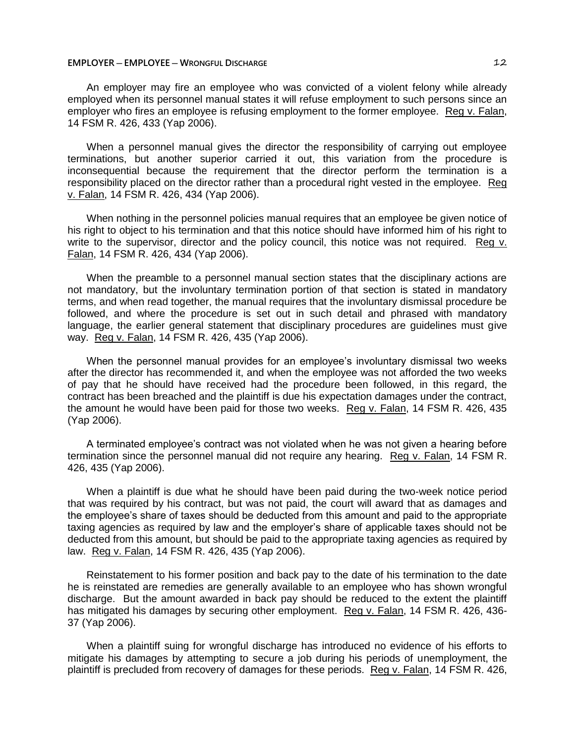An employer may fire an employee who was convicted of a violent felony while already employed when its personnel manual states it will refuse employment to such persons since an employer who fires an employee is refusing employment to the former employee. Reg v. Falan, 14 FSM R. 426, 433 (Yap 2006).

When a personnel manual gives the director the responsibility of carrying out employee terminations, but another superior carried it out, this variation from the procedure is inconsequential because the requirement that the director perform the termination is a responsibility placed on the director rather than a procedural right vested in the employee. Reg v. Falan, 14 FSM R. 426, 434 (Yap 2006).

When nothing in the personnel policies manual requires that an employee be given notice of his right to object to his termination and that this notice should have informed him of his right to write to the supervisor, director and the policy council, this notice was not required. Reg v. Falan, 14 FSM R. 426, 434 (Yap 2006).

When the preamble to a personnel manual section states that the disciplinary actions are not mandatory, but the involuntary termination portion of that section is stated in mandatory terms, and when read together, the manual requires that the involuntary dismissal procedure be followed, and where the procedure is set out in such detail and phrased with mandatory language, the earlier general statement that disciplinary procedures are guidelines must give way. Reg v. Falan, 14 FSM R. 426, 435 (Yap 2006).

When the personnel manual provides for an employee's involuntary dismissal two weeks after the director has recommended it, and when the employee was not afforded the two weeks of pay that he should have received had the procedure been followed, in this regard, the contract has been breached and the plaintiff is due his expectation damages under the contract, the amount he would have been paid for those two weeks. Reg v. Falan, 14 FSM R. 426, 435 (Yap 2006).

A terminated employee's contract was not violated when he was not given a hearing before termination since the personnel manual did not require any hearing. Reg v. Falan, 14 FSM R. 426, 435 (Yap 2006).

When a plaintiff is due what he should have been paid during the two-week notice period that was required by his contract, but was not paid, the court will award that as damages and the employee's share of taxes should be deducted from this amount and paid to the appropriate taxing agencies as required by law and the employer's share of applicable taxes should not be deducted from this amount, but should be paid to the appropriate taxing agencies as required by law. Reg v. Falan, 14 FSM R. 426, 435 (Yap 2006).

Reinstatement to his former position and back pay to the date of his termination to the date he is reinstated are remedies are generally available to an employee who has shown wrongful discharge. But the amount awarded in back pay should be reduced to the extent the plaintiff has mitigated his damages by securing other employment. Reg v. Falan, 14 FSM R. 426, 436-37 (Yap 2006).

When a plaintiff suing for wrongful discharge has introduced no evidence of his efforts to mitigate his damages by attempting to secure a job during his periods of unemployment, the plaintiff is precluded from recovery of damages for these periods. Reg v. Falan, 14 FSM R. 426,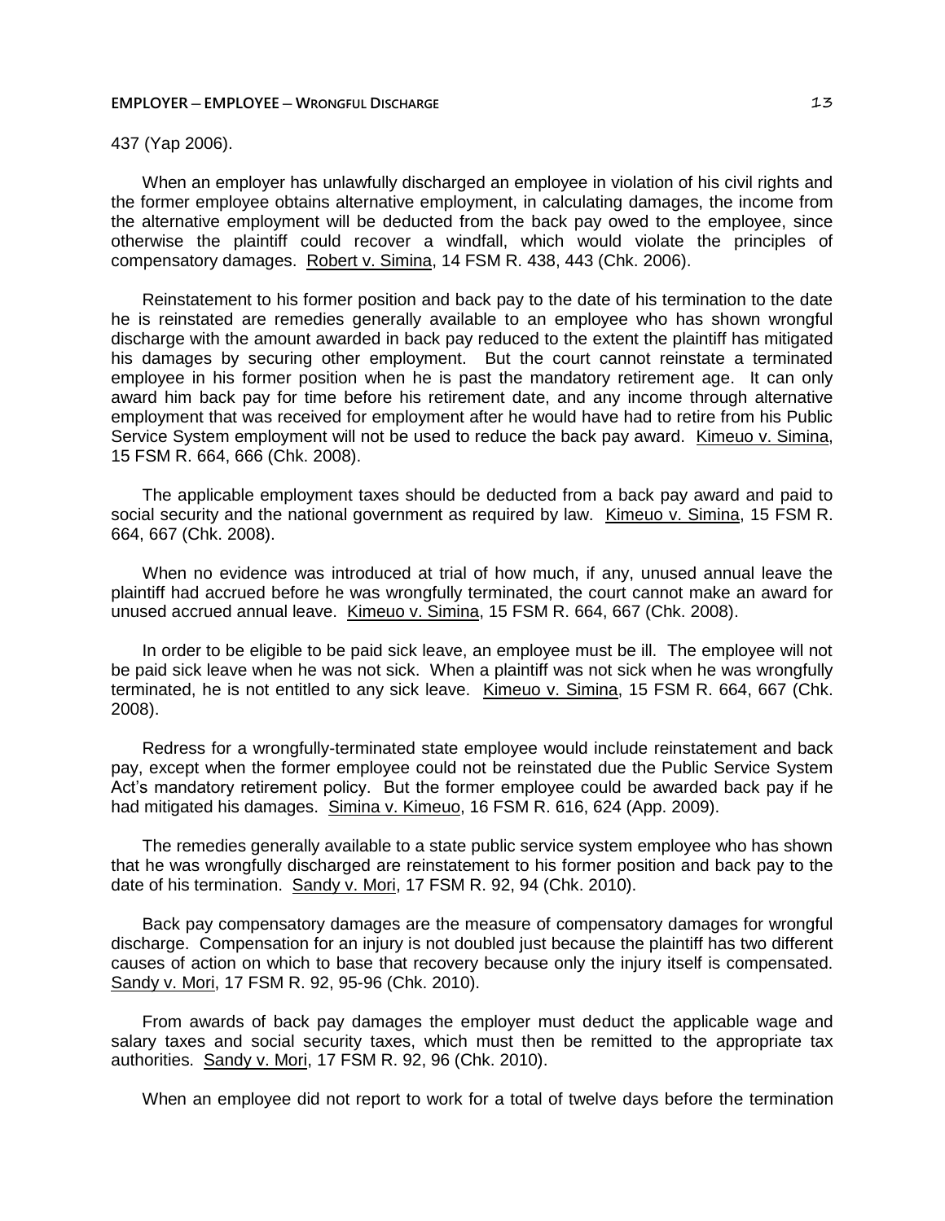437 (Yap 2006).

When an employer has unlawfully discharged an employee in violation of his civil rights and the former employee obtains alternative employment, in calculating damages, the income from the alternative employment will be deducted from the back pay owed to the employee, since otherwise the plaintiff could recover a windfall, which would violate the principles of compensatory damages. Robert v. Simina, 14 FSM R. 438, 443 (Chk. 2006).

Reinstatement to his former position and back pay to the date of his termination to the date he is reinstated are remedies generally available to an employee who has shown wrongful discharge with the amount awarded in back pay reduced to the extent the plaintiff has mitigated his damages by securing other employment. But the court cannot reinstate a terminated employee in his former position when he is past the mandatory retirement age. It can only award him back pay for time before his retirement date, and any income through alternative employment that was received for employment after he would have had to retire from his Public Service System employment will not be used to reduce the back pay award. Kimeuo v. Simina, 15 FSM R. 664, 666 (Chk. 2008).

The applicable employment taxes should be deducted from a back pay award and paid to social security and the national government as required by law. Kimeuo v. Simina, 15 FSM R. 664, 667 (Chk. 2008).

When no evidence was introduced at trial of how much, if any, unused annual leave the plaintiff had accrued before he was wrongfully terminated, the court cannot make an award for unused accrued annual leave. Kimeuo v. Simina, 15 FSM R. 664, 667 (Chk. 2008).

In order to be eligible to be paid sick leave, an employee must be ill. The employee will not be paid sick leave when he was not sick. When a plaintiff was not sick when he was wrongfully terminated, he is not entitled to any sick leave. Kimeuo v. Simina, 15 FSM R. 664, 667 (Chk. 2008).

Redress for a wrongfully-terminated state employee would include reinstatement and back pay, except when the former employee could not be reinstated due the Public Service System Act's mandatory retirement policy. But the former employee could be awarded back pay if he had mitigated his damages. Simina v. Kimeuo, 16 FSM R. 616, 624 (App. 2009).

The remedies generally available to a state public service system employee who has shown that he was wrongfully discharged are reinstatement to his former position and back pay to the date of his termination. Sandy v. Mori, 17 FSM R. 92, 94 (Chk. 2010).

Back pay compensatory damages are the measure of compensatory damages for wrongful discharge. Compensation for an injury is not doubled just because the plaintiff has two different causes of action on which to base that recovery because only the injury itself is compensated. Sandy v. Mori, 17 FSM R. 92, 95-96 (Chk. 2010).

From awards of back pay damages the employer must deduct the applicable wage and salary taxes and social security taxes, which must then be remitted to the appropriate tax authorities. Sandy v. Mori, 17 FSM R. 92, 96 (Chk. 2010).

When an employee did not report to work for a total of twelve days before the termination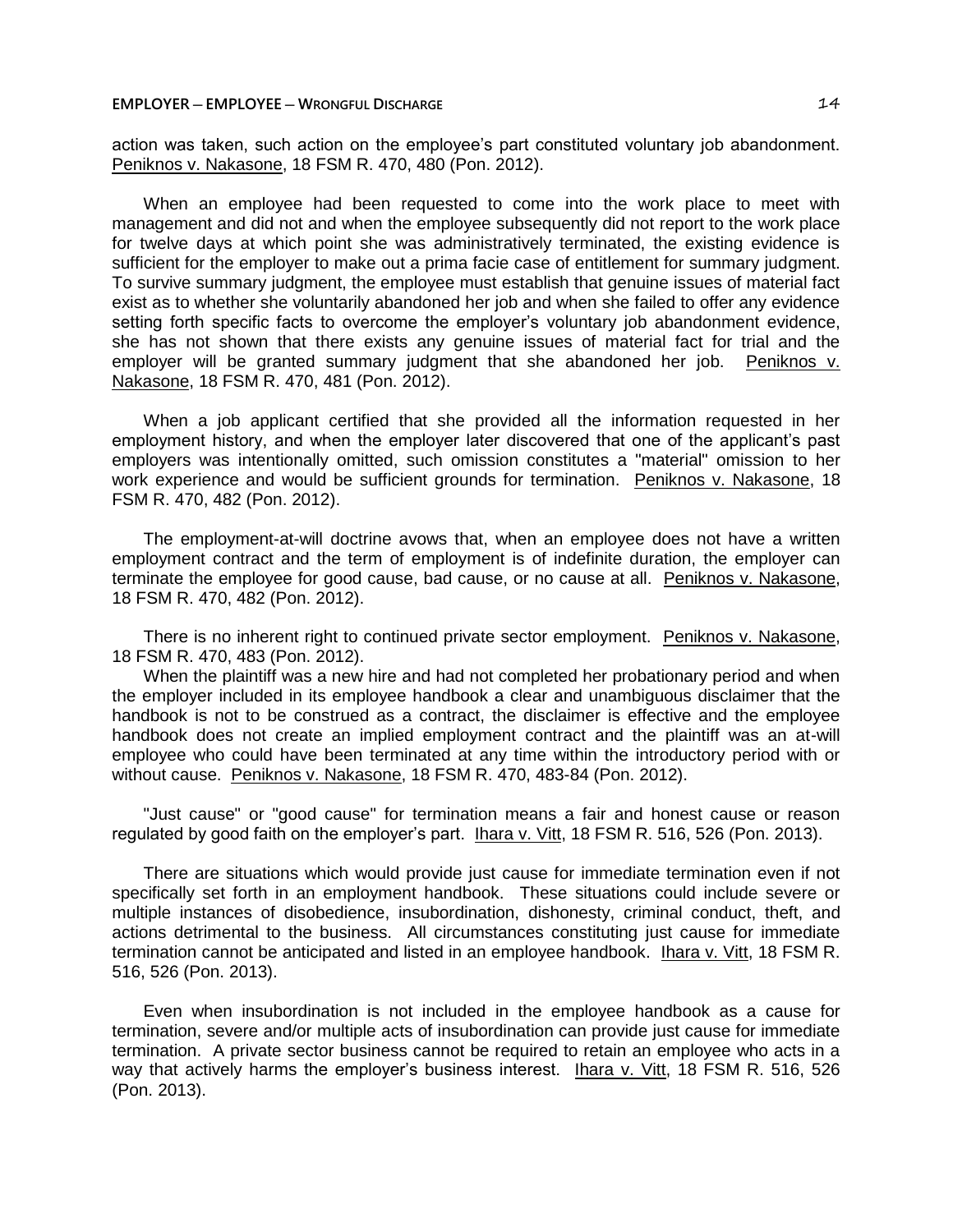action was taken, such action on the employee's part constituted voluntary job abandonment. Peniknos v. Nakasone, 18 FSM R. 470, 480 (Pon. 2012).

When an employee had been requested to come into the work place to meet with management and did not and when the employee subsequently did not report to the work place for twelve days at which point she was administratively terminated, the existing evidence is sufficient for the employer to make out a prima facie case of entitlement for summary judgment. To survive summary judgment, the employee must establish that genuine issues of material fact exist as to whether she voluntarily abandoned her job and when she failed to offer any evidence setting forth specific facts to overcome the employer's voluntary job abandonment evidence, she has not shown that there exists any genuine issues of material fact for trial and the employer will be granted summary judgment that she abandoned her job. Peniknos v. Nakasone, 18 FSM R. 470, 481 (Pon. 2012).

When a job applicant certified that she provided all the information requested in her employment history, and when the employer later discovered that one of the applicant's past employers was intentionally omitted, such omission constitutes a "material" omission to her work experience and would be sufficient grounds for termination. Peniknos v. Nakasone, 18 FSM R. 470, 482 (Pon. 2012).

The employment-at-will doctrine avows that, when an employee does not have a written employment contract and the term of employment is of indefinite duration, the employer can terminate the employee for good cause, bad cause, or no cause at all. Peniknos v. Nakasone, 18 FSM R. 470, 482 (Pon. 2012).

There is no inherent right to continued private sector employment. Peniknos v. Nakasone, 18 FSM R. 470, 483 (Pon. 2012).

When the plaintiff was a new hire and had not completed her probationary period and when the employer included in its employee handbook a clear and unambiguous disclaimer that the handbook is not to be construed as a contract, the disclaimer is effective and the employee handbook does not create an implied employment contract and the plaintiff was an at-will employee who could have been terminated at any time within the introductory period with or without cause. Peniknos v. Nakasone, 18 FSM R. 470, 483-84 (Pon. 2012).

"Just cause" or "good cause" for termination means a fair and honest cause or reason regulated by good faith on the employer's part. Ihara v. Vitt, 18 FSM R. 516, 526 (Pon. 2013).

There are situations which would provide just cause for immediate termination even if not specifically set forth in an employment handbook. These situations could include severe or multiple instances of disobedience, insubordination, dishonesty, criminal conduct, theft, and actions detrimental to the business. All circumstances constituting just cause for immediate termination cannot be anticipated and listed in an employee handbook. Ihara v. Vitt, 18 FSM R. 516, 526 (Pon. 2013).

Even when insubordination is not included in the employee handbook as a cause for termination, severe and/or multiple acts of insubordination can provide just cause for immediate termination. A private sector business cannot be required to retain an employee who acts in a way that actively harms the employer's business interest. Ihara v. Vitt, 18 FSM R. 516, 526 (Pon. 2013).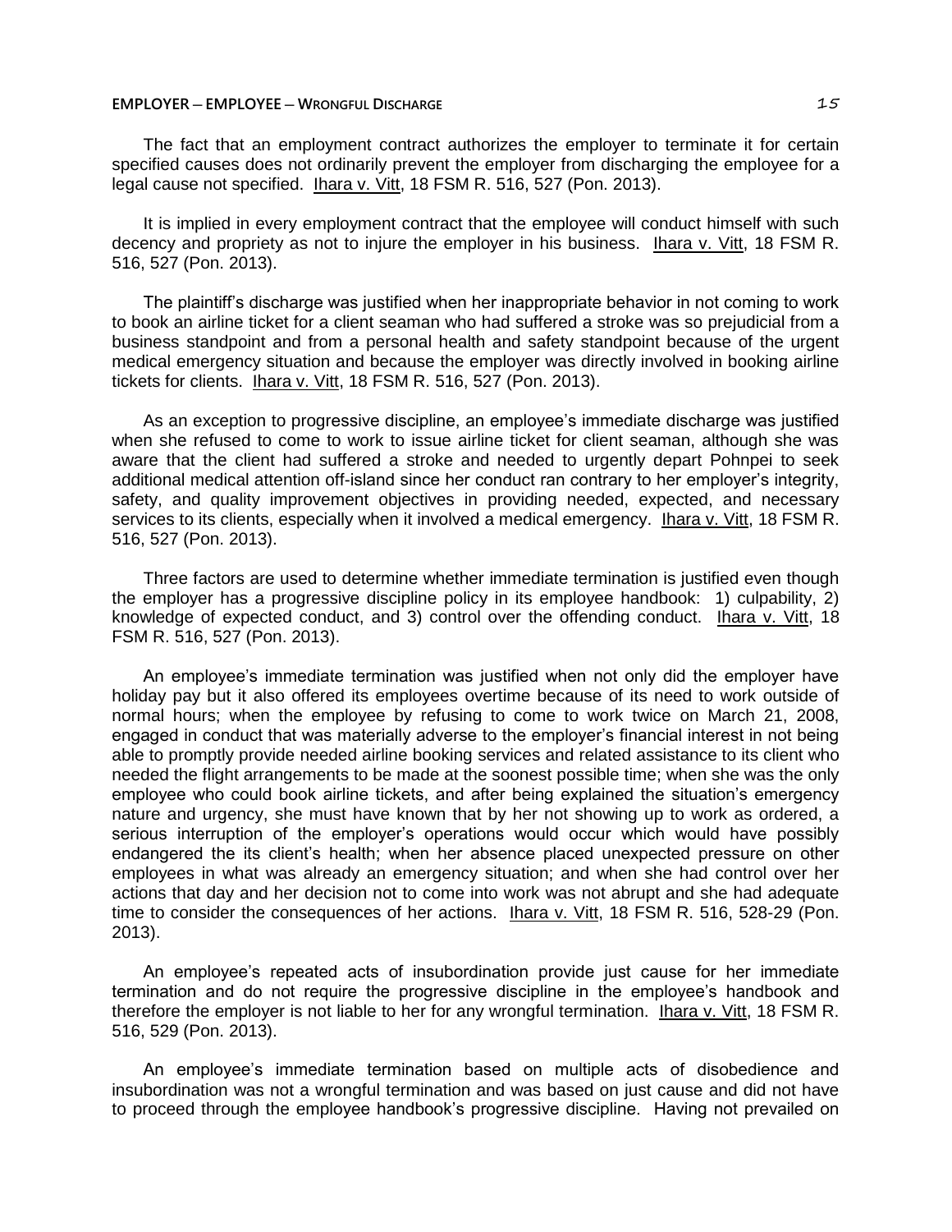The fact that an employment contract authorizes the employer to terminate it for certain specified causes does not ordinarily prevent the employer from discharging the employee for a legal cause not specified. Ihara v. Vitt, 18 FSM R. 516, 527 (Pon. 2013).

It is implied in every employment contract that the employee will conduct himself with such decency and propriety as not to injure the employer in his business. Ihara v. Vitt, 18 FSM R. 516, 527 (Pon. 2013).

The plaintiff's discharge was justified when her inappropriate behavior in not coming to work to book an airline ticket for a client seaman who had suffered a stroke was so prejudicial from a business standpoint and from a personal health and safety standpoint because of the urgent medical emergency situation and because the employer was directly involved in booking airline tickets for clients. Ihara v. Vitt, 18 FSM R. 516, 527 (Pon. 2013).

As an exception to progressive discipline, an employee's immediate discharge was justified when she refused to come to work to issue airline ticket for client seaman, although she was aware that the client had suffered a stroke and needed to urgently depart Pohnpei to seek additional medical attention off-island since her conduct ran contrary to her employer's integrity, safety, and quality improvement objectives in providing needed, expected, and necessary services to its clients, especially when it involved a medical emergency. Ihara v. Vitt, 18 FSM R. 516, 527 (Pon. 2013).

Three factors are used to determine whether immediate termination is justified even though the employer has a progressive discipline policy in its employee handbook: 1) culpability, 2) knowledge of expected conduct, and 3) control over the offending conduct. Ihara v. Vitt, 18 FSM R. 516, 527 (Pon. 2013).

An employee's immediate termination was justified when not only did the employer have holiday pay but it also offered its employees overtime because of its need to work outside of normal hours; when the employee by refusing to come to work twice on March 21, 2008, engaged in conduct that was materially adverse to the employer's financial interest in not being able to promptly provide needed airline booking services and related assistance to its client who needed the flight arrangements to be made at the soonest possible time; when she was the only employee who could book airline tickets, and after being explained the situation's emergency nature and urgency, she must have known that by her not showing up to work as ordered, a serious interruption of the employer's operations would occur which would have possibly endangered the its client's health; when her absence placed unexpected pressure on other employees in what was already an emergency situation; and when she had control over her actions that day and her decision not to come into work was not abrupt and she had adequate time to consider the consequences of her actions. Ihara v. Vitt, 18 FSM R. 516, 528-29 (Pon. 2013).

An employee's repeated acts of insubordination provide just cause for her immediate termination and do not require the progressive discipline in the employee's handbook and therefore the employer is not liable to her for any wrongful termination. Ihara v. Vitt, 18 FSM R. 516, 529 (Pon. 2013).

An employee's immediate termination based on multiple acts of disobedience and insubordination was not a wrongful termination and was based on just cause and did not have to proceed through the employee handbook's progressive discipline. Having not prevailed on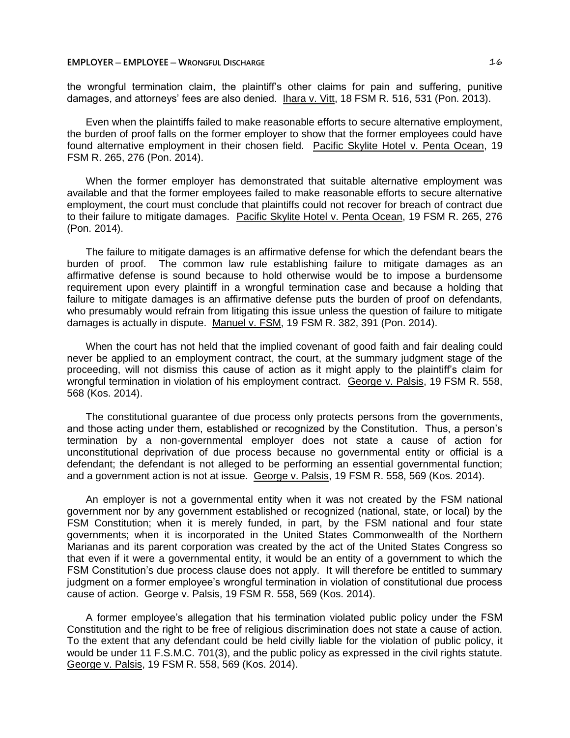the wrongful termination claim, the plaintiff's other claims for pain and suffering, punitive damages, and attorneys' fees are also denied. Ihara v. Vitt, 18 FSM R. 516, 531 (Pon. 2013).

Even when the plaintiffs failed to make reasonable efforts to secure alternative employment, the burden of proof falls on the former employer to show that the former employees could have found alternative employment in their chosen field. Pacific Skylite Hotel v. Penta Ocean, 19 FSM R. 265, 276 (Pon. 2014).

When the former employer has demonstrated that suitable alternative employment was available and that the former employees failed to make reasonable efforts to secure alternative employment, the court must conclude that plaintiffs could not recover for breach of contract due to their failure to mitigate damages. Pacific Skylite Hotel v. Penta Ocean, 19 FSM R. 265, 276 (Pon. 2014).

The failure to mitigate damages is an affirmative defense for which the defendant bears the burden of proof. The common law rule establishing failure to mitigate damages as an affirmative defense is sound because to hold otherwise would be to impose a burdensome requirement upon every plaintiff in a wrongful termination case and because a holding that failure to mitigate damages is an affirmative defense puts the burden of proof on defendants, who presumably would refrain from litigating this issue unless the question of failure to mitigate damages is actually in dispute. Manuel v. FSM, 19 FSM R. 382, 391 (Pon. 2014).

When the court has not held that the implied covenant of good faith and fair dealing could never be applied to an employment contract, the court, at the summary judgment stage of the proceeding, will not dismiss this cause of action as it might apply to the plaintiff's claim for wrongful termination in violation of his employment contract. George v. Palsis, 19 FSM R. 558, 568 (Kos. 2014).

The constitutional guarantee of due process only protects persons from the governments, and those acting under them, established or recognized by the Constitution. Thus, a person's termination by a non-governmental employer does not state a cause of action for unconstitutional deprivation of due process because no governmental entity or official is a defendant; the defendant is not alleged to be performing an essential governmental function; and a government action is not at issue. George v. Palsis, 19 FSM R. 558, 569 (Kos. 2014).

An employer is not a governmental entity when it was not created by the FSM national government nor by any government established or recognized (national, state, or local) by the FSM Constitution; when it is merely funded, in part, by the FSM national and four state governments; when it is incorporated in the United States Commonwealth of the Northern Marianas and its parent corporation was created by the act of the United States Congress so that even if it were a governmental entity, it would be an entity of a government to which the FSM Constitution's due process clause does not apply. It will therefore be entitled to summary judgment on a former employee's wrongful termination in violation of constitutional due process cause of action. George v. Palsis, 19 FSM R. 558, 569 (Kos. 2014).

A former employee's allegation that his termination violated public policy under the FSM Constitution and the right to be free of religious discrimination does not state a cause of action. To the extent that any defendant could be held civilly liable for the violation of public policy, it would be under 11 F.S.M.C. 701(3), and the public policy as expressed in the civil rights statute. George v. Palsis, 19 FSM R. 558, 569 (Kos. 2014).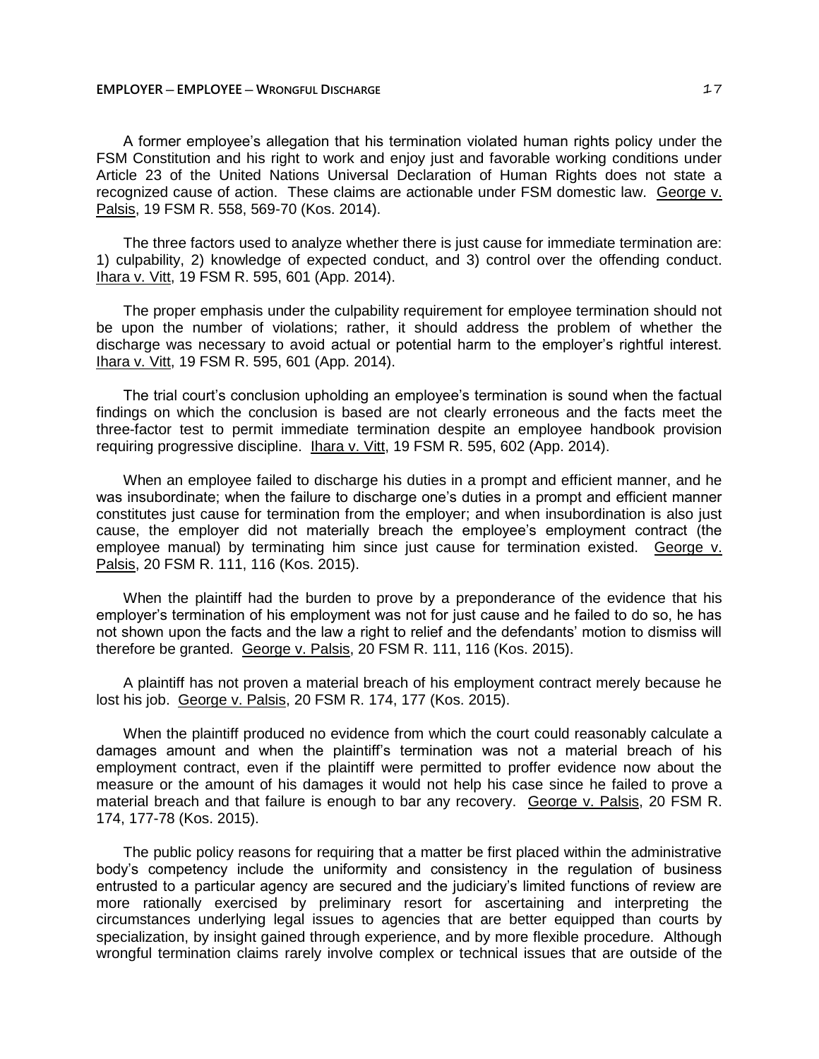A former employee's allegation that his termination violated human rights policy under the FSM Constitution and his right to work and enjoy just and favorable working conditions under Article 23 of the United Nations Universal Declaration of Human Rights does not state a recognized cause of action. These claims are actionable under FSM domestic law. George v. Palsis, 19 FSM R. 558, 569-70 (Kos. 2014).

The three factors used to analyze whether there is just cause for immediate termination are: 1) culpability, 2) knowledge of expected conduct, and 3) control over the offending conduct. Ihara v. Vitt, 19 FSM R. 595, 601 (App. 2014).

The proper emphasis under the culpability requirement for employee termination should not be upon the number of violations; rather, it should address the problem of whether the discharge was necessary to avoid actual or potential harm to the employer's rightful interest. Ihara v. Vitt, 19 FSM R. 595, 601 (App. 2014).

The trial court's conclusion upholding an employee's termination is sound when the factual findings on which the conclusion is based are not clearly erroneous and the facts meet the three-factor test to permit immediate termination despite an employee handbook provision requiring progressive discipline. Ihara v. Vitt, 19 FSM R. 595, 602 (App. 2014).

When an employee failed to discharge his duties in a prompt and efficient manner, and he was insubordinate; when the failure to discharge one's duties in a prompt and efficient manner constitutes just cause for termination from the employer; and when insubordination is also just cause, the employer did not materially breach the employee's employment contract (the employee manual) by terminating him since just cause for termination existed. George v. Palsis, 20 FSM R. 111, 116 (Kos. 2015).

When the plaintiff had the burden to prove by a preponderance of the evidence that his employer's termination of his employment was not for just cause and he failed to do so, he has not shown upon the facts and the law a right to relief and the defendants' motion to dismiss will therefore be granted. George v. Palsis, 20 FSM R. 111, 116 (Kos. 2015).

A plaintiff has not proven a material breach of his employment contract merely because he lost his job. George v. Palsis, 20 FSM R. 174, 177 (Kos. 2015).

When the plaintiff produced no evidence from which the court could reasonably calculate a damages amount and when the plaintiff's termination was not a material breach of his employment contract, even if the plaintiff were permitted to proffer evidence now about the measure or the amount of his damages it would not help his case since he failed to prove a material breach and that failure is enough to bar any recovery. George v. Palsis, 20 FSM R. 174, 177-78 (Kos. 2015).

The public policy reasons for requiring that a matter be first placed within the administrative body's competency include the uniformity and consistency in the regulation of business entrusted to a particular agency are secured and the judiciary's limited functions of review are more rationally exercised by preliminary resort for ascertaining and interpreting the circumstances underlying legal issues to agencies that are better equipped than courts by specialization, by insight gained through experience, and by more flexible procedure. Although wrongful termination claims rarely involve complex or technical issues that are outside of the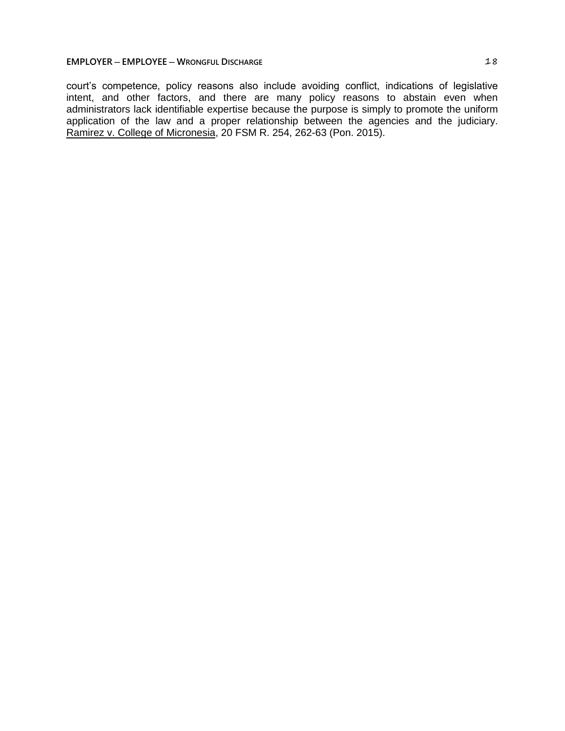court's competence, policy reasons also include avoiding conflict, indications of legislative intent, and other factors, and there are many policy reasons to abstain even when administrators lack identifiable expertise because the purpose is simply to promote the uniform application of the law and a proper relationship between the agencies and the judiciary. Ramirez v. College of Micronesia, 20 FSM R. 254, 262-63 (Pon. 2015).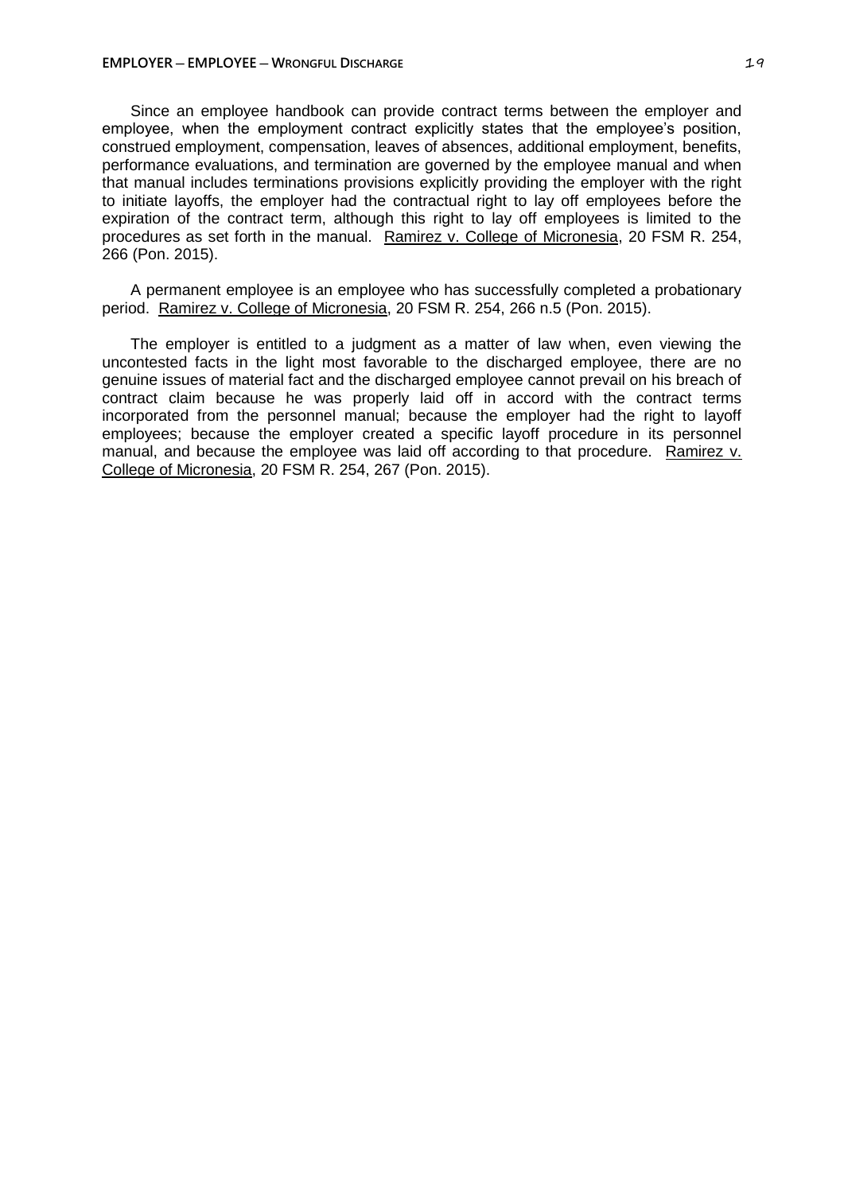Since an employee handbook can provide contract terms between the employer and employee, when the employment contract explicitly states that the employee's position, construed employment, compensation, leaves of absences, additional employment, benefits, performance evaluations, and termination are governed by the employee manual and when that manual includes terminations provisions explicitly providing the employer with the right to initiate layoffs, the employer had the contractual right to lay off employees before the expiration of the contract term, although this right to lay off employees is limited to the procedures as set forth in the manual. Ramirez v. College of Micronesia, 20 FSM R. 254, 266 (Pon. 2015).

A permanent employee is an employee who has successfully completed a probationary period. Ramirez v. College of Micronesia, 20 FSM R. 254, 266 n.5 (Pon. 2015).

The employer is entitled to a judgment as a matter of law when, even viewing the uncontested facts in the light most favorable to the discharged employee, there are no genuine issues of material fact and the discharged employee cannot prevail on his breach of contract claim because he was properly laid off in accord with the contract terms incorporated from the personnel manual; because the employer had the right to layoff employees; because the employer created a specific layoff procedure in its personnel manual, and because the employee was laid off according to that procedure. Ramirez v. College of Micronesia, 20 FSM R. 254, 267 (Pon. 2015).